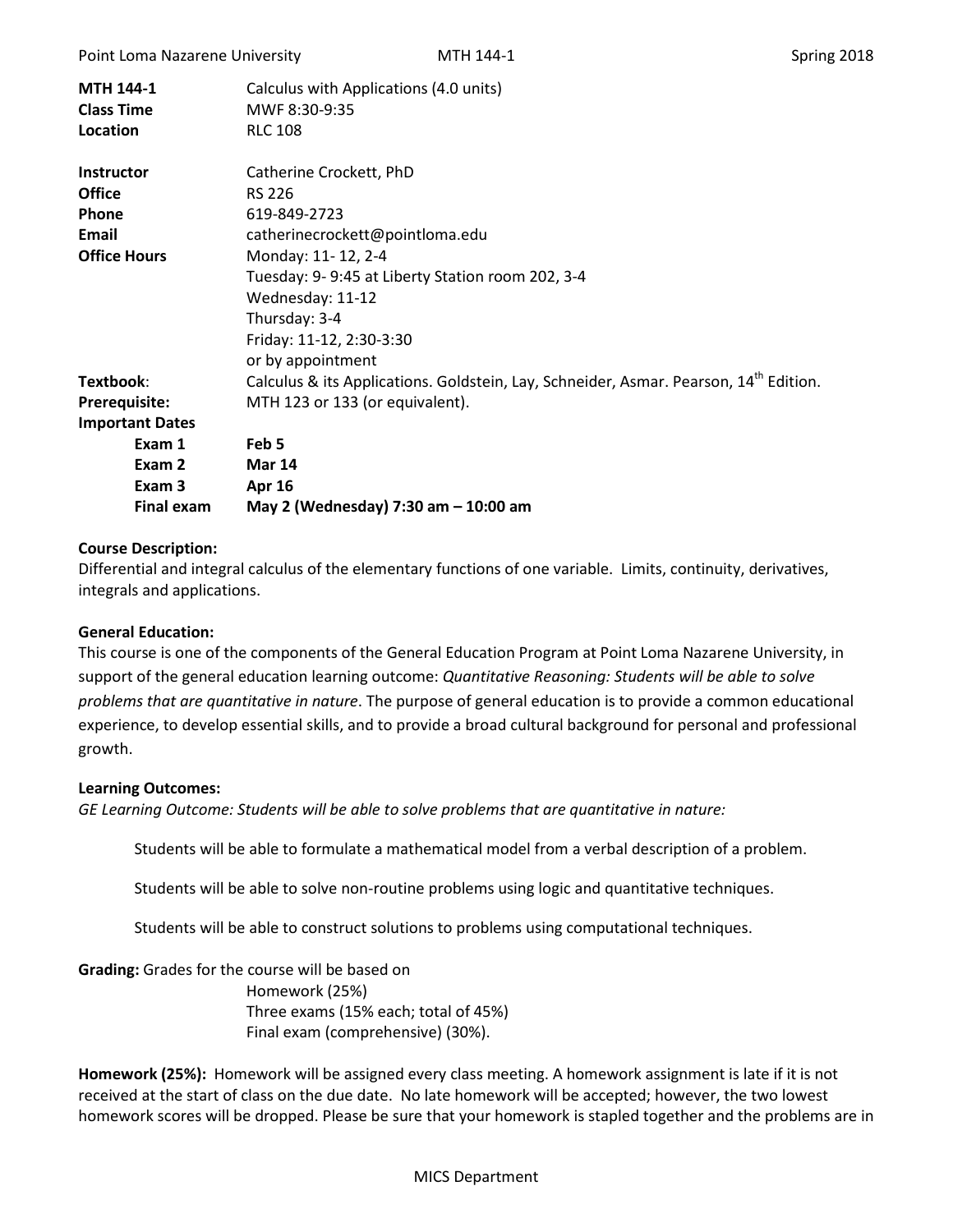| | |
|---|---|
| **MTH 144-1** | Calculus with Applications (4.0 units) |
| **Class Time** | MWF 8:30-9:35 |
| **Location** | RLC 108 |
| | |
| **Instructor** | Catherine Crockett, PhD |
| **Office** | RS 226 |
| **Phone** | 619-849-2723 |
| **Email** | catherinecrockett@pointloma.edu |
| **Office Hours** | Monday: 11- 12, 2-4<br>Tuesday: 9- 9:45 at Liberty Station room 202, 3-4<br>Wednesday: 11-12<br>Thursday: 3-4<br>Friday: 11-12, 2:30-3:30<br>or by appointment |
| **Textbook**: | Calculus & its Applications. Goldstein, Lay, Schneider, Asmar. Pearson, 14th Edition. |
| **Prerequisite:** | MTH 123 or 133 (or equivalent). |
| **Important Dates** | |
| **Exam 1** | **Feb 5** |
| **Exam 2** | **Mar 14** |
| **Exam 3** | **Apr 16** |
| **Final exam** | **May 2 (Wednesday) 7:30 am – 10:00 am** |

**Course Description:**
Differential and integral calculus of the elementary functions of one variable. Limits, continuity, derivatives, integrals and applications.

**General Education:**
This course is one of the components of the General Education Program at Point Loma Nazarene University, in support of the general education learning outcome: *Quantitative Reasoning: Students will be able to solve problems that are quantitative in nature*. The purpose of general education is to provide a common educational experience, to develop essential skills, and to provide a broad cultural background for personal and professional growth.

**Learning Outcomes:**
*GE Learning Outcome: Students will be able to solve problems that are quantitative in nature:*

Students will be able to formulate a mathematical model from a verbal description of a problem.

Students will be able to solve non-routine problems using logic and quantitative techniques.

Students will be able to construct solutions to problems using computational techniques.

**Grading:** Grades for the course will be based on

Homework (25%)
Three exams (15% each; total of 45%)
Final exam (comprehensive) (30%).

**Homework (25%):** Homework will be assigned every class meeting. A homework assignment is late if it is not received at the start of class on the due date. No late homework will be accepted; however, the two lowest homework scores will be dropped. Please be sure that your homework is stapled together and the problems are in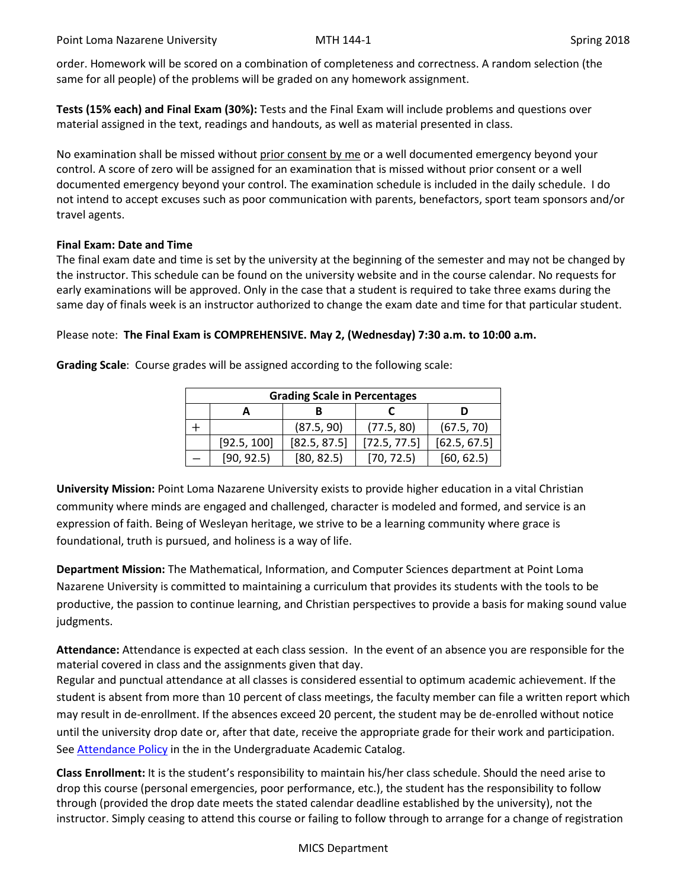order. Homework will be scored on a combination of completeness and correctness. A random selection (the same for all people) of the problems will be graded on any homework assignment.

**Tests (15% each) and Final Exam (30%):** Tests and the Final Exam will include problems and questions over material assigned in the text, readings and handouts, as well as material presented in class.

No examination shall be missed without prior consent by me or a well documented emergency beyond your control. A score of zero will be assigned for an examination that is missed without prior consent or a well documented emergency beyond your control. The examination schedule is included in the daily schedule. I do not intend to accept excuses such as poor communication with parents, benefactors, sport team sponsors and/or travel agents.

**Final Exam: Date and Time**

The final exam date and time is set by the university at the beginning of the semester and may not be changed by the instructor. This schedule can be found on the university website and in the course calendar. No requests for early examinations will be approved. Only in the case that a student is required to take three exams during the same day of finals week is an instructor authorized to change the exam date and time for that particular student.

Please note: **The Final Exam is COMPREHENSIVE. May 2, (Wednesday) 7:30 a.m. to 10:00 a.m.**

**Grading Scale**: Course grades will be assigned according to the following scale:

| Grading Scale in Percentages | | | | |
|---|---|---|---|---|
| | **A** | **B** | **C** | **D** |
| + | | (87.5, 90) | (77.5, 80) | (67.5, 70) |
| | [92.5, 100] | [82.5, 87.5] | [72.5, 77.5] | [62.5, 67.5] |
| – | [90, 92.5) | [80, 82.5) | [70, 72.5) | [60, 62.5) |

**University Mission:** Point Loma Nazarene University exists to provide higher education in a vital Christian community where minds are engaged and challenged, character is modeled and formed, and service is an expression of faith. Being of Wesleyan heritage, we strive to be a learning community where grace is foundational, truth is pursued, and holiness is a way of life.

**Department Mission:** The Mathematical, Information, and Computer Sciences department at Point Loma Nazarene University is committed to maintaining a curriculum that provides its students with the tools to be productive, the passion to continue learning, and Christian perspectives to provide a basis for making sound value judgments.

**Attendance:** Attendance is expected at each class session. In the event of an absence you are responsible for the material covered in class and the assignments given that day.

Regular and punctual attendance at all classes is considered essential to optimum academic achievement. If the student is absent from more than 10 percent of class meetings, the faculty member can file a written report which may result in de-enrollment. If the absences exceed 20 percent, the student may be de-enrolled without notice until the university drop date or, after that date, receive the appropriate grade for their work and participation. See Attendance Policy in the in the Undergraduate Academic Catalog.

**Class Enrollment:** It is the student's responsibility to maintain his/her class schedule. Should the need arise to drop this course (personal emergencies, poor performance, etc.), the student has the responsibility to follow through (provided the drop date meets the stated calendar deadline established by the university), not the instructor. Simply ceasing to attend this course or failing to follow through to arrange for a change of registration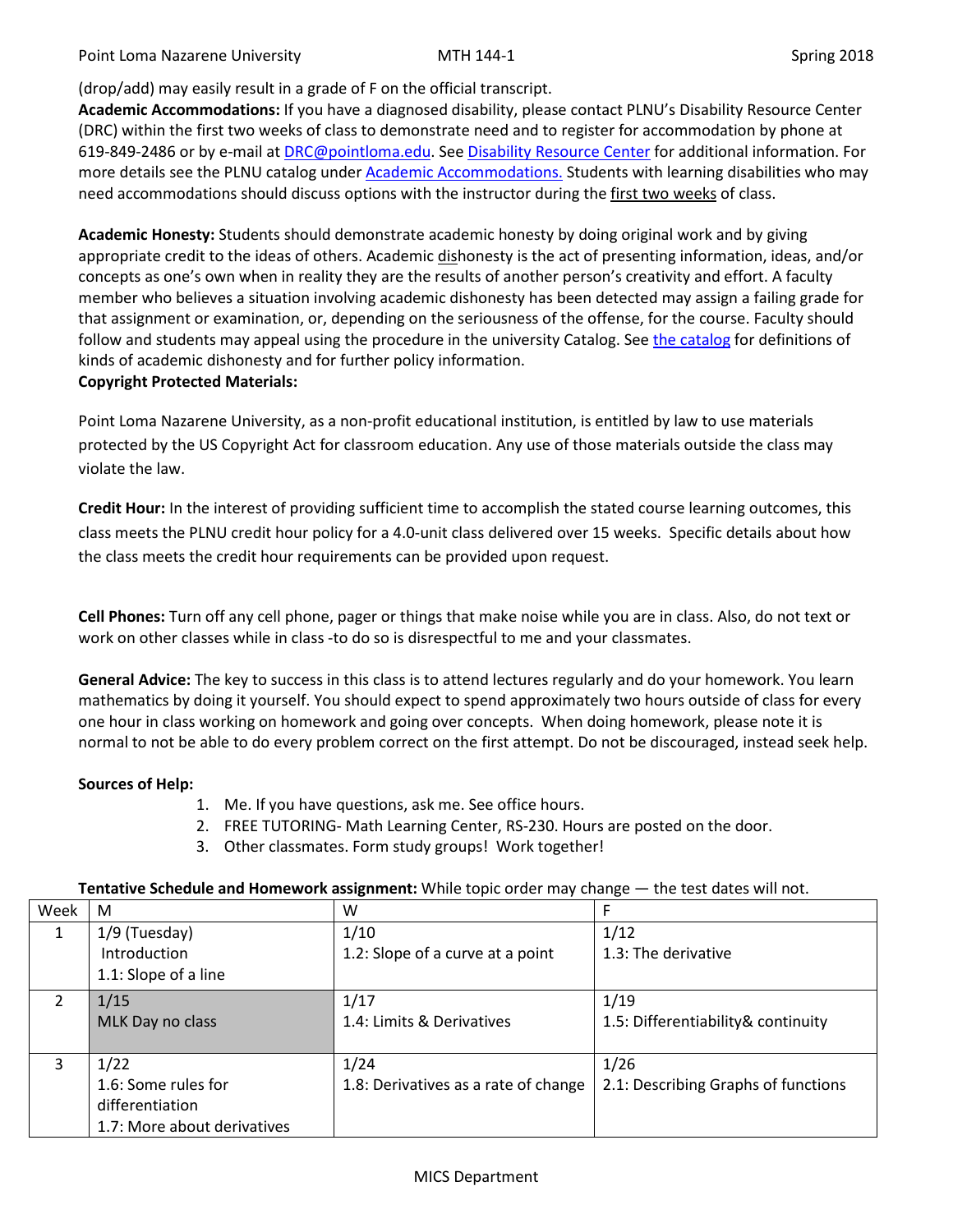(drop/add) may easily result in a grade of F on the official transcript.

**Academic Accommodations:** If you have a diagnosed disability, please contact PLNU's Disability Resource Center (DRC) within the first two weeks of class to demonstrate need and to register for accommodation by phone at 619-849-2486 or by e-mail at DRC@pointloma.edu. See Disability Resource Center for additional information. For more details see the PLNU catalog under Academic Accommodations. Students with learning disabilities who may need accommodations should discuss options with the instructor during the first two weeks of class.

**Academic Honesty:** Students should demonstrate academic honesty by doing original work and by giving appropriate credit to the ideas of others. Academic dishonesty is the act of presenting information, ideas, and/or concepts as one's own when in reality they are the results of another person's creativity and effort. A faculty member who believes a situation involving academic dishonesty has been detected may assign a failing grade for that assignment or examination, or, depending on the seriousness of the offense, for the course. Faculty should follow and students may appeal using the procedure in the university Catalog. See the catalog for definitions of kinds of academic dishonesty and for further policy information.

**Copyright Protected Materials:**

Point Loma Nazarene University, as a non-profit educational institution, is entitled by law to use materials protected by the US Copyright Act for classroom education. Any use of those materials outside the class may violate the law.

**Credit Hour:** In the interest of providing sufficient time to accomplish the stated course learning outcomes, this class meets the PLNU credit hour policy for a 4.0-unit class delivered over 15 weeks. Specific details about how the class meets the credit hour requirements can be provided upon request.

**Cell Phones:** Turn off any cell phone, pager or things that make noise while you are in class. Also, do not text or work on other classes while in class -to do so is disrespectful to me and your classmates.

**General Advice:** The key to success in this class is to attend lectures regularly and do your homework. You learn mathematics by doing it yourself. You should expect to spend approximately two hours outside of class for every one hour in class working on homework and going over concepts. When doing homework, please note it is normal to not be able to do every problem correct on the first attempt. Do not be discouraged, instead seek help.

**Sources of Help:**

1. Me. If you have questions, ask me. See office hours.
2. FREE TUTORING- Math Learning Center, RS-230. Hours are posted on the door.
3. Other classmates. Form study groups! Work together!

**Tentative Schedule and Homework assignment:** While topic order may change — the test dates will not.

| Week | M | W | F |
|---|---|---|---|
| 1 | 1/9 (Tuesday)<br>Introduction<br>1.1: Slope of a line | 1/10<br>1.2: Slope of a curve at a point | 1/12<br>1.3: The derivative |
| 2 | 1/15<br>MLK Day no class | 1/17<br>1.4: Limits & Derivatives | 1/19<br>1.5: Differentiability& continuity |
| 3 | 1/22<br>1.6: Some rules for differentiation<br>1.7: More about derivatives | 1/24<br>1.8: Derivatives as a rate of change | 1/26<br>2.1: Describing Graphs of functions |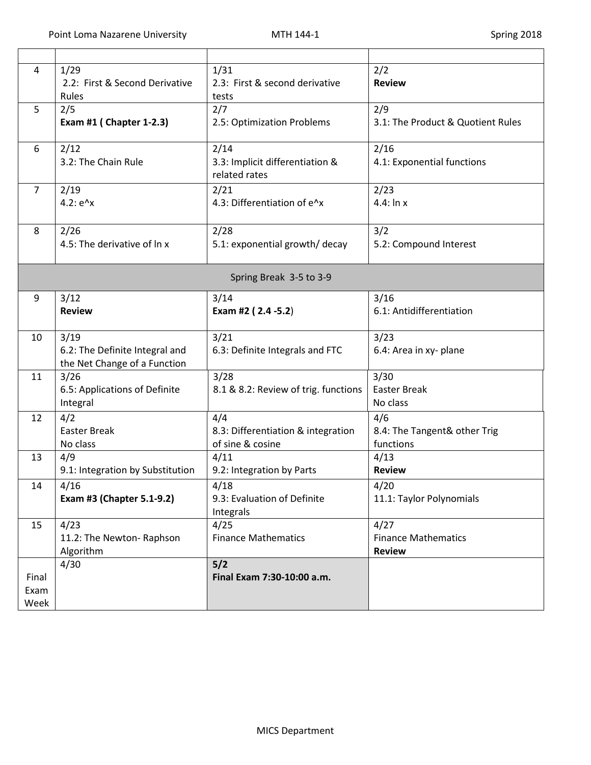| | | | |
|---|---|---|---|
| 4 | 1/29<br>2.2: First & Second Derivative Rules | 1/31<br>2.3: First & second derivative tests | 2/2<br>**Review** |
| 5 | 2/5<br>**Exam #1 ( Chapter 1-2.3)** | 2/7<br>2.5: Optimization Problems | 2/9<br>3.1: The Product & Quotient Rules |
| 6 | 2/12<br>3.2: The Chain Rule | 2/14<br>3.3: Implicit differentiation & related rates | 2/16<br>4.1: Exponential functions |
| 7 | 2/19<br>4.2: e^x | 2/21<br>4.3: Differentiation of e^x | 2/23<br>4.4: ln x |
| 8 | 2/26<br>4.5: The derivative of ln x | 2/28<br>5.1: exponential growth/ decay | 3/2<br>5.2: Compound Interest |
| | | Spring Break 3-5 to 3-9 | |
| 9 | 3/12<br>**Review** | 3/14<br>**Exam #2 ( 2.4 -5.2**) | 3/16<br>6.1: Antidifferentiation |
| 10 | 3/19<br>6.2: The Definite Integral and the Net Change of a Function | 3/21<br>6.3: Definite Integrals and FTC | 3/23<br>6.4: Area in xy- plane |
| 11 | 3/26<br>6.5: Applications of Definite Integral | 3/28<br>8.1 & 8.2: Review of trig. functions | 3/30<br>Easter Break<br>No class |
| 12 | 4/2<br>Easter Break<br>No class | 4/4<br>8.3: Differentiation & integration of sine & cosine | 4/6<br>8.4: The Tangent& other Trig functions |
| 13 | 4/9<br>9.1: Integration by Substitution | 4/11<br>9.2: Integration by Parts | 4/13<br>**Review** |
| 14 | 4/16<br>**Exam #3 (Chapter 5.1-9.2)** | 4/18<br>9.3: Evaluation of Definite Integrals | 4/20<br>11.1: Taylor Polynomials |
| 15 | 4/23<br>11.2: The Newton- Raphson Algorithm | 4/25<br>Finance Mathematics | 4/27<br>Finance Mathematics<br>**Review** |
| Final Exam Week | 4/30 | **5/2**<br>**Final Exam 7:30-10:00 a.m.** | |